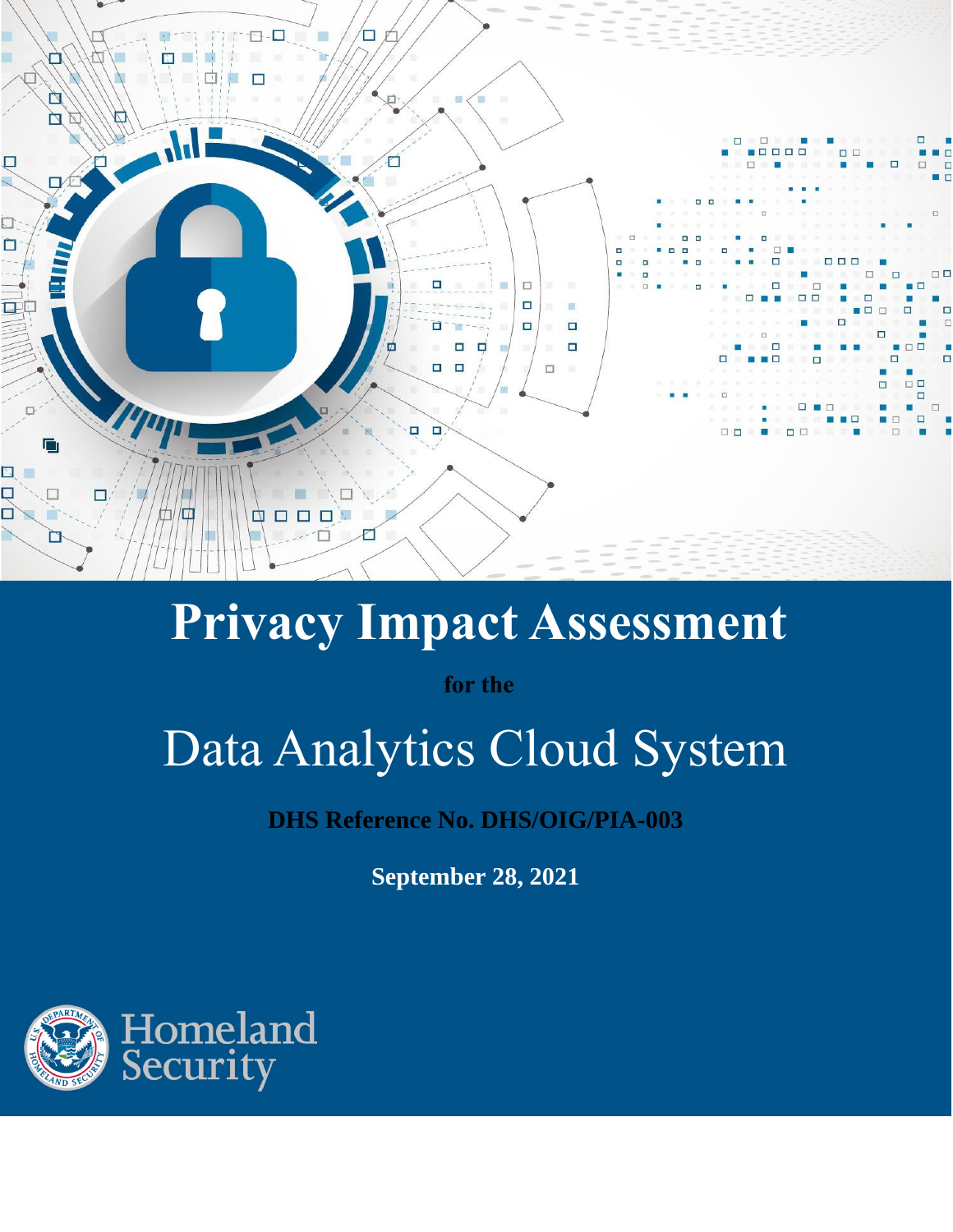# Privacy Impact Assessment

**for the**

# Data Analytics Cloud System

**DHS Reference No. DHS/OIG/PIA-003**

**September 28, 2021**

Homeland Security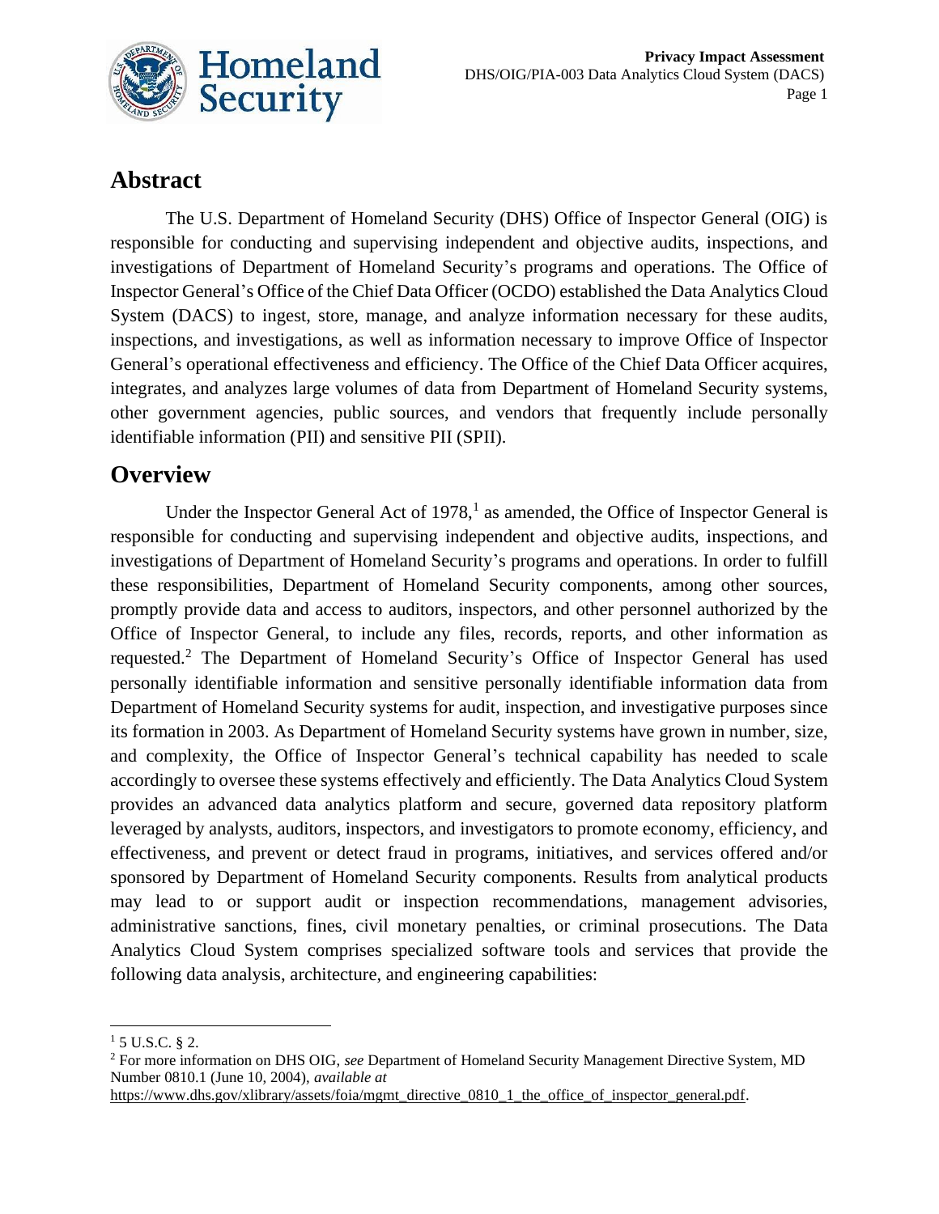## Abstract

The U.S. Department of Homeland Security (DHS) Office of Inspector General (OIG) is responsible for conducting and supervising independent and objective audits, inspections, and investigations of Department of Homeland Security's programs and operations. The Office of Inspector General's Office of the Chief Data Officer (OCDO) established the Data Analytics Cloud System (DACS) to ingest, store, manage, and analyze information necessary for these audits, inspections, and investigations, as well as information necessary to improve Office of Inspector General's operational effectiveness and efficiency. The Office of the Chief Data Officer acquires, integrates, and analyzes large volumes of data from Department of Homeland Security systems, other government agencies, public sources, and vendors that frequently include personally identifiable information (PII) and sensitive PII (SPII).

## Overview

Under the Inspector General Act of 1978,[1] as amended, the Office of Inspector General is responsible for conducting and supervising independent and objective audits, inspections, and investigations of Department of Homeland Security's programs and operations. In order to fulfill these responsibilities, Department of Homeland Security components, among other sources, promptly provide data and access to auditors, inspectors, and other personnel authorized by the Office of Inspector General, to include any files, records, reports, and other information as requested.[2] The Department of Homeland Security's Office of Inspector General has used personally identifiable information and sensitive personally identifiable information data from Department of Homeland Security systems for audit, inspection, and investigative purposes since its formation in 2003. As Department of Homeland Security systems have grown in number, size, and complexity, the Office of Inspector General's technical capability has needed to scale accordingly to oversee these systems effectively and efficiently. The Data Analytics Cloud System provides an advanced data analytics platform and secure, governed data repository platform leveraged by analysts, auditors, inspectors, and investigators to promote economy, efficiency, and effectiveness, and prevent or detect fraud in programs, initiatives, and services offered and/or sponsored by Department of Homeland Security components. Results from analytical products may lead to or support audit or inspection recommendations, management advisories, administrative sanctions, fines, civil monetary penalties, or criminal prosecutions. The Data Analytics Cloud System comprises specialized software tools and services that provide the following data analysis, architecture, and engineering capabilities:

---

[1] 5 U.S.C. § 2.

[2] For more information on DHS OIG, *see* Department of Homeland Security Management Directive System, MD Number 0810.1 (June 10, 2004), *available at* https://www.dhs.gov/xlibrary/assets/foia/mgmt_directive_0810_1_the_office_of_inspector_general.pdf.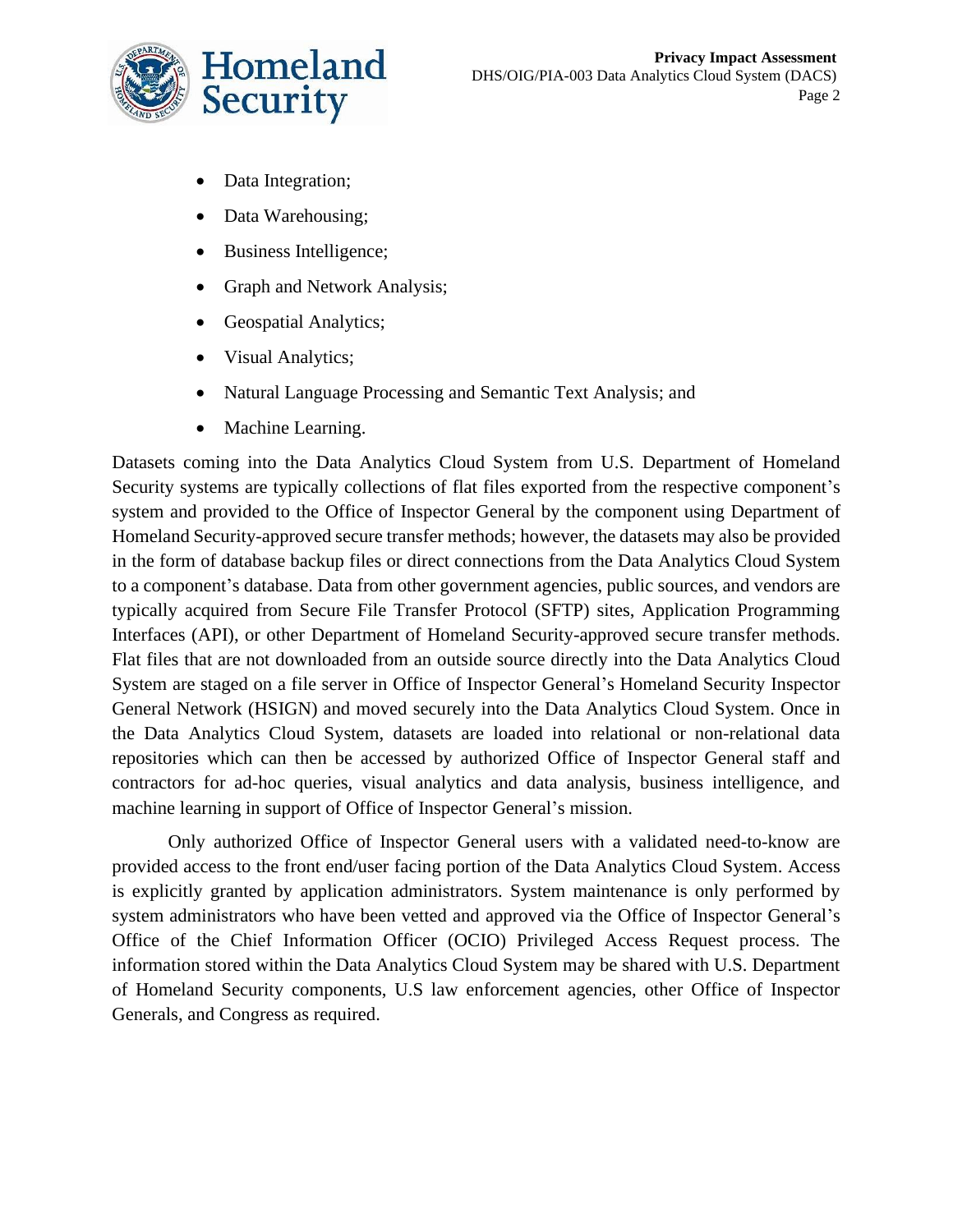- Data Integration;
- Data Warehousing;
- Business Intelligence;
- Graph and Network Analysis;
- Geospatial Analytics;
- Visual Analytics;
- Natural Language Processing and Semantic Text Analysis; and
- Machine Learning.

Datasets coming into the Data Analytics Cloud System from U.S. Department of Homeland Security systems are typically collections of flat files exported from the respective component's system and provided to the Office of Inspector General by the component using Department of Homeland Security-approved secure transfer methods; however, the datasets may also be provided in the form of database backup files or direct connections from the Data Analytics Cloud System to a component's database. Data from other government agencies, public sources, and vendors are typically acquired from Secure File Transfer Protocol (SFTP) sites, Application Programming Interfaces (API), or other Department of Homeland Security-approved secure transfer methods. Flat files that are not downloaded from an outside source directly into the Data Analytics Cloud System are staged on a file server in Office of Inspector General's Homeland Security Inspector General Network (HSIGN) and moved securely into the Data Analytics Cloud System. Once in the Data Analytics Cloud System, datasets are loaded into relational or non-relational data repositories which can then be accessed by authorized Office of Inspector General staff and contractors for ad-hoc queries, visual analytics and data analysis, business intelligence, and machine learning in support of Office of Inspector General's mission.

Only authorized Office of Inspector General users with a validated need-to-know are provided access to the front end/user facing portion of the Data Analytics Cloud System. Access is explicitly granted by application administrators. System maintenance is only performed by system administrators who have been vetted and approved via the Office of Inspector General's Office of the Chief Information Officer (OCIO) Privileged Access Request process. The information stored within the Data Analytics Cloud System may be shared with U.S. Department of Homeland Security components, U.S law enforcement agencies, other Office of Inspector Generals, and Congress as required.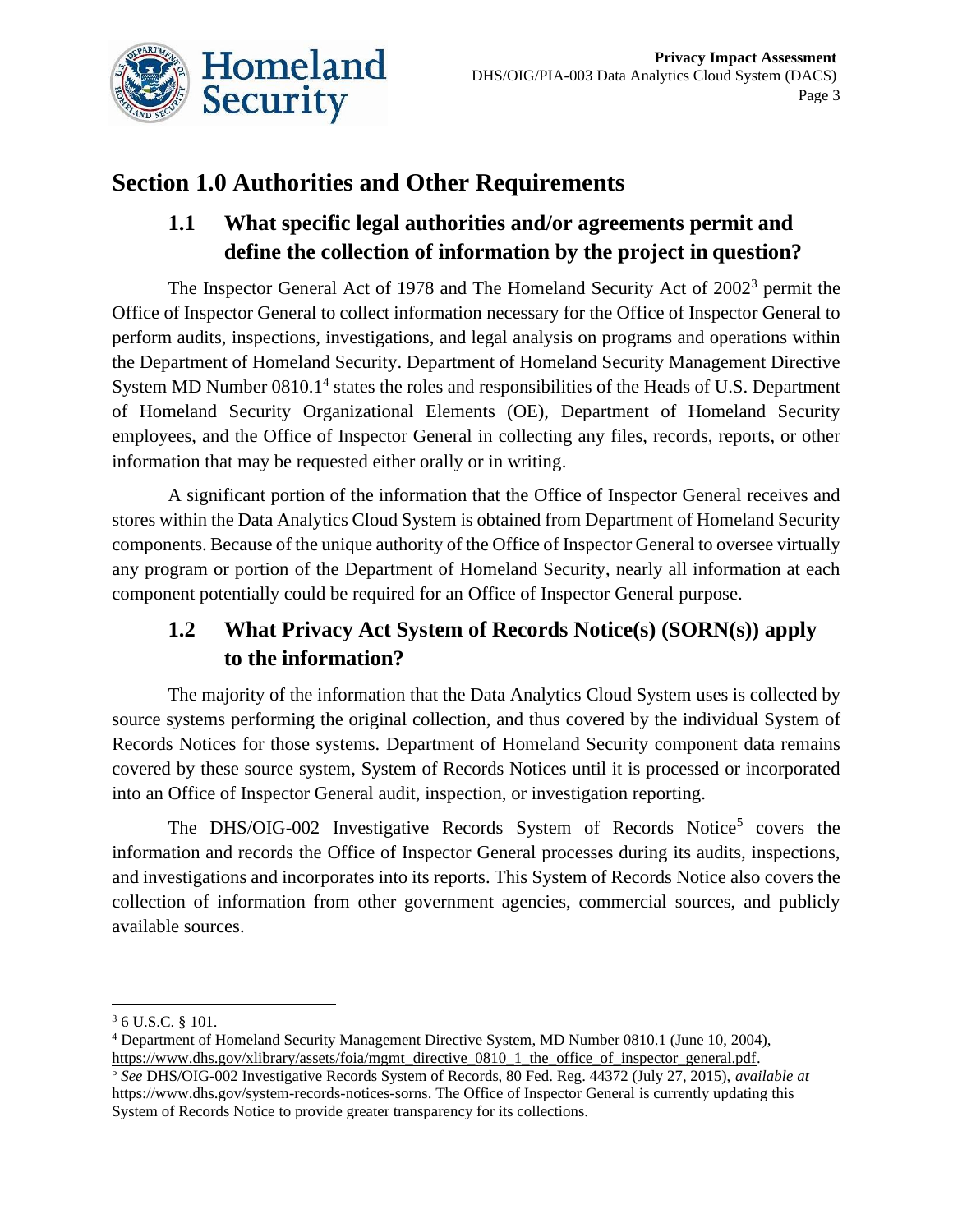## Section 1.0 Authorities and Other Requirements

### 1.1 What specific legal authorities and/or agreements permit and define the collection of information by the project in question?

The Inspector General Act of 1978 and The Homeland Security Act of 2002[3] permit the Office of Inspector General to collect information necessary for the Office of Inspector General to perform audits, inspections, investigations, and legal analysis on programs and operations within the Department of Homeland Security. Department of Homeland Security Management Directive System MD Number 0810.1[4] states the roles and responsibilities of the Heads of U.S. Department of Homeland Security Organizational Elements (OE), Department of Homeland Security employees, and the Office of Inspector General in collecting any files, records, reports, or other information that may be requested either orally or in writing.

A significant portion of the information that the Office of Inspector General receives and stores within the Data Analytics Cloud System is obtained from Department of Homeland Security components. Because of the unique authority of the Office of Inspector General to oversee virtually any program or portion of the Department of Homeland Security, nearly all information at each component potentially could be required for an Office of Inspector General purpose.

### 1.2 What Privacy Act System of Records Notice(s) (SORN(s)) apply to the information?

The majority of the information that the Data Analytics Cloud System uses is collected by source systems performing the original collection, and thus covered by the individual System of Records Notices for those systems. Department of Homeland Security component data remains covered by these source system, System of Records Notices until it is processed or incorporated into an Office of Inspector General audit, inspection, or investigation reporting.

The DHS/OIG-002 Investigative Records System of Records Notice[5] covers the information and records the Office of Inspector General processes during its audits, inspections, and investigations and incorporates into its reports. This System of Records Notice also covers the collection of information from other government agencies, commercial sources, and publicly available sources.

---

[3] 6 U.S.C. § 101.

[4] Department of Homeland Security Management Directive System, MD Number 0810.1 (June 10, 2004), https://www.dhs.gov/xlibrary/assets/foia/mgmt_directive_0810_1_the_office_of_inspector_general.pdf.

[5] *See* DHS/OIG-002 Investigative Records System of Records, 80 Fed. Reg. 44372 (July 27, 2015), *available at* https://www.dhs.gov/system-records-notices-sorns. The Office of Inspector General is currently updating this System of Records Notice to provide greater transparency for its collections.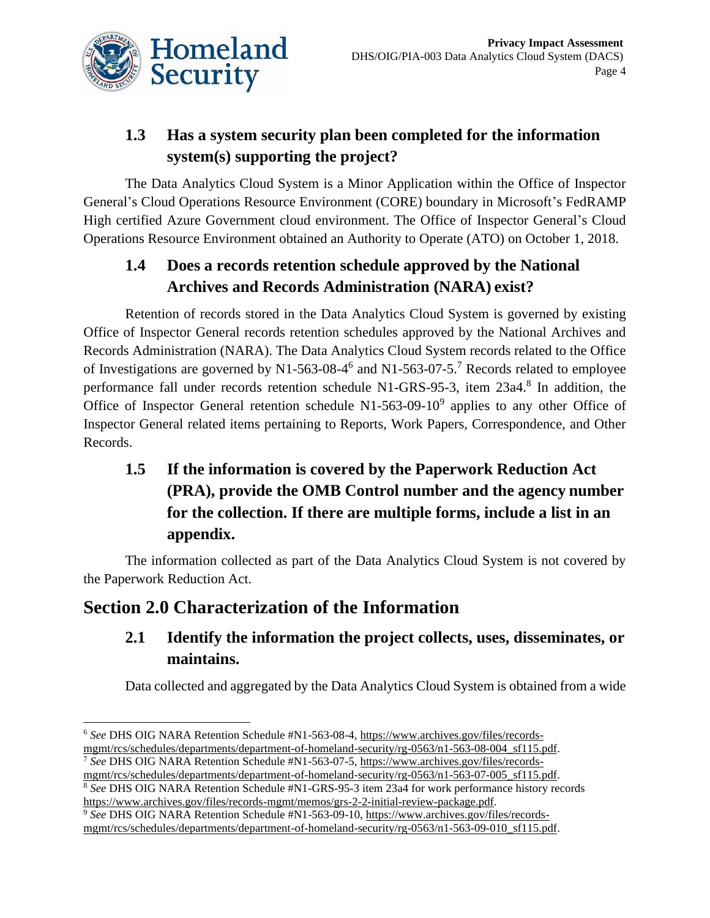### 1.3 Has a system security plan been completed for the information system(s) supporting the project?

The Data Analytics Cloud System is a Minor Application within the Office of Inspector General's Cloud Operations Resource Environment (CORE) boundary in Microsoft's FedRAMP High certified Azure Government cloud environment. The Office of Inspector General's Cloud Operations Resource Environment obtained an Authority to Operate (ATO) on October 1, 2018.

### 1.4 Does a records retention schedule approved by the National Archives and Records Administration (NARA) exist?

Retention of records stored in the Data Analytics Cloud System is governed by existing Office of Inspector General records retention schedules approved by the National Archives and Records Administration (NARA). The Data Analytics Cloud System records related to the Office of Investigations are governed by N1-563-08-4[6] and N1-563-07-5.[7] Records related to employee performance fall under records retention schedule N1-GRS-95-3, item 23a4.[8] In addition, the Office of Inspector General retention schedule N1-563-09-10[9] applies to any other Office of Inspector General related items pertaining to Reports, Work Papers, Correspondence, and Other Records.

### 1.5 If the information is covered by the Paperwork Reduction Act (PRA), provide the OMB Control number and the agency number for the collection. If there are multiple forms, include a list in an appendix.

The information collected as part of the Data Analytics Cloud System is not covered by the Paperwork Reduction Act.

## Section 2.0 Characterization of the Information

### 2.1 Identify the information the project collects, uses, disseminates, or maintains.

Data collected and aggregated by the Data Analytics Cloud System is obtained from a wide

---

[6] *See* DHS OIG NARA Retention Schedule #N1-563-08-4, https://www.archives.gov/files/records-mgmt/rcs/schedules/departments/department-of-homeland-security/rg-0563/n1-563-08-004_sf115.pdf.

[7] *See* DHS OIG NARA Retention Schedule #N1-563-07-5, https://www.archives.gov/files/records-mgmt/rcs/schedules/departments/department-of-homeland-security/rg-0563/n1-563-07-005_sf115.pdf.

[8] *See* DHS OIG NARA Retention Schedule #N1-GRS-95-3 item 23a4 for work performance history records https://www.archives.gov/files/records-mgmt/memos/grs-2-2-initial-review-package.pdf.

[9] *See* DHS OIG NARA Retention Schedule #N1-563-09-10, https://www.archives.gov/files/records-mgmt/rcs/schedules/departments/department-of-homeland-security/rg-0563/n1-563-09-010_sf115.pdf.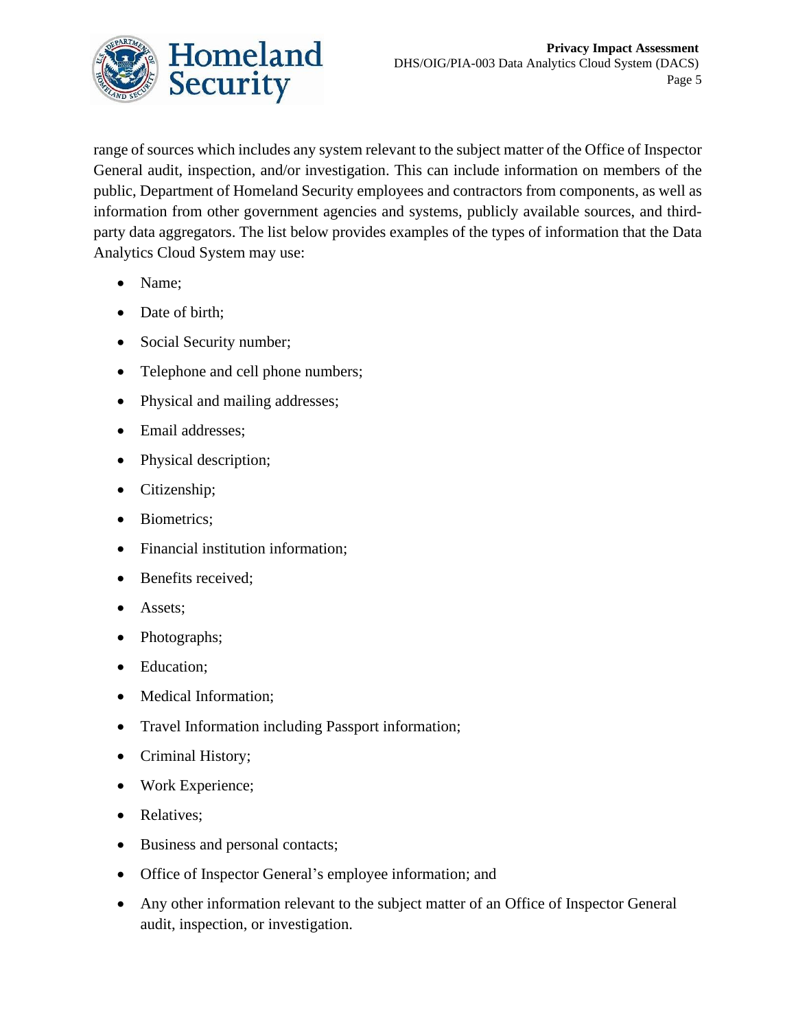range of sources which includes any system relevant to the subject matter of the Office of Inspector General audit, inspection, and/or investigation. This can include information on members of the public, Department of Homeland Security employees and contractors from components, as well as information from other government agencies and systems, publicly available sources, and third-party data aggregators. The list below provides examples of the types of information that the Data Analytics Cloud System may use:

- Name;
- Date of birth;
- Social Security number;
- Telephone and cell phone numbers;
- Physical and mailing addresses;
- Email addresses;
- Physical description;
- Citizenship;
- Biometrics;
- Financial institution information;
- Benefits received;
- Assets;
- Photographs;
- Education;
- Medical Information;
- Travel Information including Passport information;
- Criminal History;
- Work Experience;
- Relatives;
- Business and personal contacts;
- Office of Inspector General's employee information; and
- Any other information relevant to the subject matter of an Office of Inspector General audit, inspection, or investigation.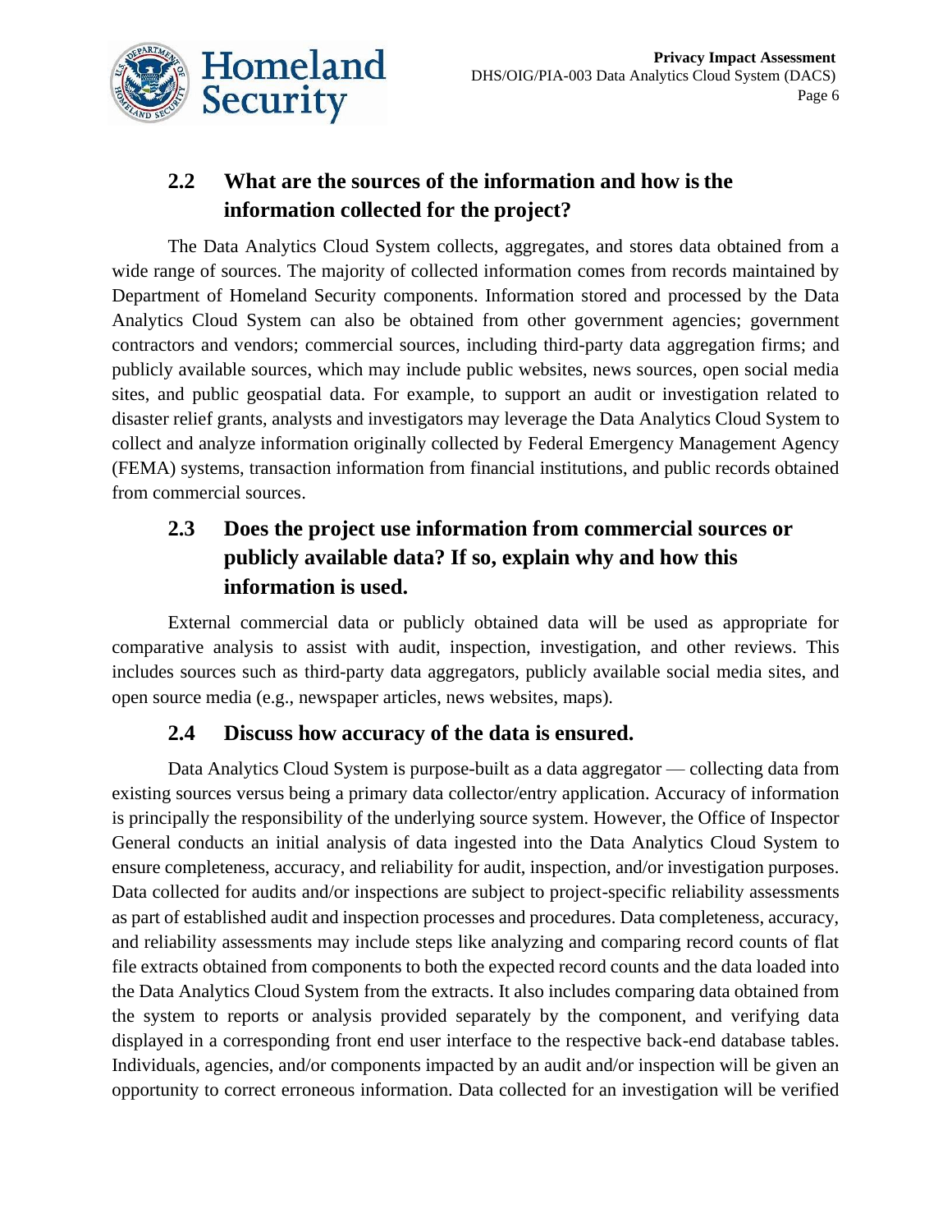## 2.2 What are the sources of the information and how is the information collected for the project?

The Data Analytics Cloud System collects, aggregates, and stores data obtained from a wide range of sources. The majority of collected information comes from records maintained by Department of Homeland Security components. Information stored and processed by the Data Analytics Cloud System can also be obtained from other government agencies; government contractors and vendors; commercial sources, including third-party data aggregation firms; and publicly available sources, which may include public websites, news sources, open social media sites, and public geospatial data. For example, to support an audit or investigation related to disaster relief grants, analysts and investigators may leverage the Data Analytics Cloud System to collect and analyze information originally collected by Federal Emergency Management Agency (FEMA) systems, transaction information from financial institutions, and public records obtained from commercial sources.

## 2.3 Does the project use information from commercial sources or publicly available data? If so, explain why and how this information is used.

External commercial data or publicly obtained data will be used as appropriate for comparative analysis to assist with audit, inspection, investigation, and other reviews. This includes sources such as third-party data aggregators, publicly available social media sites, and open source media (e.g., newspaper articles, news websites, maps).

## 2.4 Discuss how accuracy of the data is ensured.

Data Analytics Cloud System is purpose-built as a data aggregator — collecting data from existing sources versus being a primary data collector/entry application. Accuracy of information is principally the responsibility of the underlying source system. However, the Office of Inspector General conducts an initial analysis of data ingested into the Data Analytics Cloud System to ensure completeness, accuracy, and reliability for audit, inspection, and/or investigation purposes. Data collected for audits and/or inspections are subject to project-specific reliability assessments as part of established audit and inspection processes and procedures. Data completeness, accuracy, and reliability assessments may include steps like analyzing and comparing record counts of flat file extracts obtained from components to both the expected record counts and the data loaded into the Data Analytics Cloud System from the extracts. It also includes comparing data obtained from the system to reports or analysis provided separately by the component, and verifying data displayed in a corresponding front end user interface to the respective back-end database tables. Individuals, agencies, and/or components impacted by an audit and/or inspection will be given an opportunity to correct erroneous information. Data collected for an investigation will be verified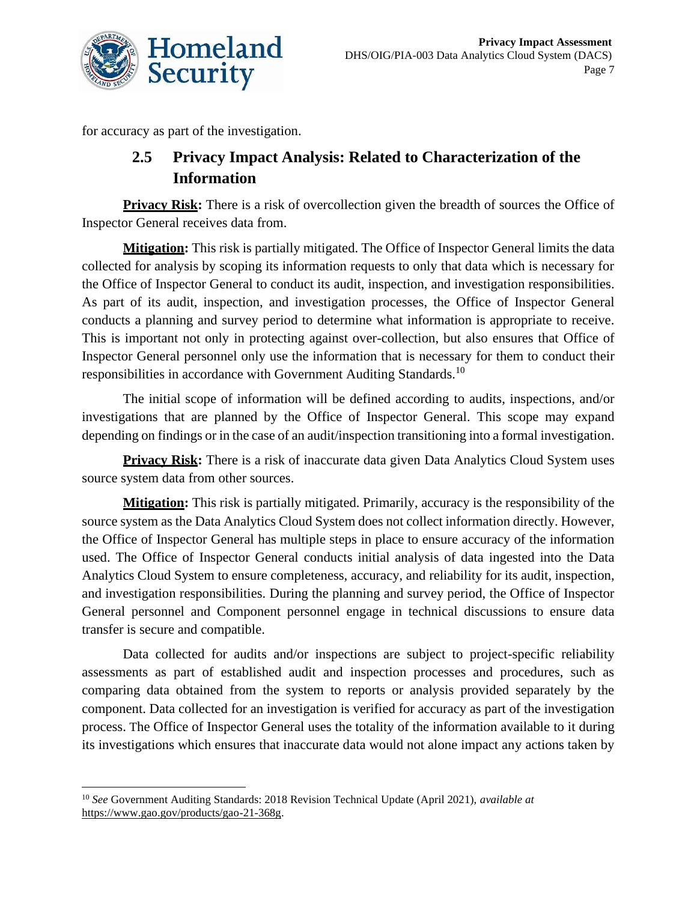for accuracy as part of the investigation.

## 2.5 Privacy Impact Analysis: Related to Characterization of the Information

**Privacy Risk:** There is a risk of overcollection given the breadth of sources the Office of Inspector General receives data from.

**Mitigation:** This risk is partially mitigated. The Office of Inspector General limits the data collected for analysis by scoping its information requests to only that data which is necessary for the Office of Inspector General to conduct its audit, inspection, and investigation responsibilities. As part of its audit, inspection, and investigation processes, the Office of Inspector General conducts a planning and survey period to determine what information is appropriate to receive. This is important not only in protecting against over-collection, but also ensures that Office of Inspector General personnel only use the information that is necessary for them to conduct their responsibilities in accordance with Government Auditing Standards.[10]

The initial scope of information will be defined according to audits, inspections, and/or investigations that are planned by the Office of Inspector General. This scope may expand depending on findings or in the case of an audit/inspection transitioning into a formal investigation.

**Privacy Risk:** There is a risk of inaccurate data given Data Analytics Cloud System uses source system data from other sources.

**Mitigation:** This risk is partially mitigated. Primarily, accuracy is the responsibility of the source system as the Data Analytics Cloud System does not collect information directly. However, the Office of Inspector General has multiple steps in place to ensure accuracy of the information used. The Office of Inspector General conducts initial analysis of data ingested into the Data Analytics Cloud System to ensure completeness, accuracy, and reliability for its audit, inspection, and investigation responsibilities. During the planning and survey period, the Office of Inspector General personnel and Component personnel engage in technical discussions to ensure data transfer is secure and compatible.

Data collected for audits and/or inspections are subject to project-specific reliability assessments as part of established audit and inspection processes and procedures, such as comparing data obtained from the system to reports or analysis provided separately by the component. Data collected for an investigation is verified for accuracy as part of the investigation process. The Office of Inspector General uses the totality of the information available to it during its investigations which ensures that inaccurate data would not alone impact any actions taken by

---

[10] *See* Government Auditing Standards: 2018 Revision Technical Update (April 2021), *available at* https://www.gao.gov/products/gao-21-368g.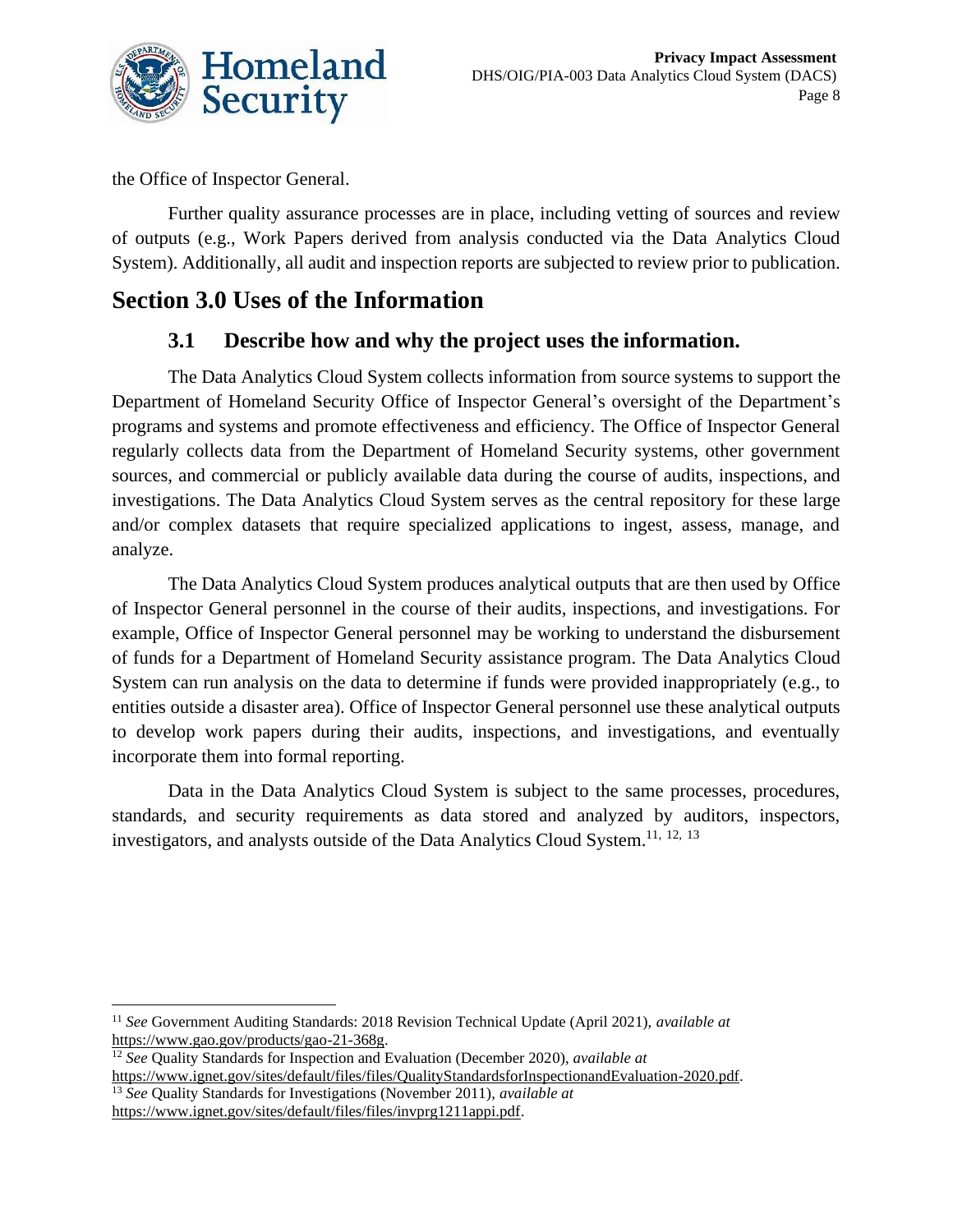the Office of Inspector General.

Further quality assurance processes are in place, including vetting of sources and review of outputs (e.g., Work Papers derived from analysis conducted via the Data Analytics Cloud System). Additionally, all audit and inspection reports are subjected to review prior to publication.

## Section 3.0 Uses of the Information

### 3.1 Describe how and why the project uses the information.

The Data Analytics Cloud System collects information from source systems to support the Department of Homeland Security Office of Inspector General's oversight of the Department's programs and systems and promote effectiveness and efficiency. The Office of Inspector General regularly collects data from the Department of Homeland Security systems, other government sources, and commercial or publicly available data during the course of audits, inspections, and investigations. The Data Analytics Cloud System serves as the central repository for these large and/or complex datasets that require specialized applications to ingest, assess, manage, and analyze.

The Data Analytics Cloud System produces analytical outputs that are then used by Office of Inspector General personnel in the course of their audits, inspections, and investigations. For example, Office of Inspector General personnel may be working to understand the disbursement of funds for a Department of Homeland Security assistance program. The Data Analytics Cloud System can run analysis on the data to determine if funds were provided inappropriately (e.g., to entities outside a disaster area). Office of Inspector General personnel use these analytical outputs to develop work papers during their audits, inspections, and investigations, and eventually incorporate them into formal reporting.

Data in the Data Analytics Cloud System is subject to the same processes, procedures, standards, and security requirements as data stored and analyzed by auditors, inspectors, investigators, and analysts outside of the Data Analytics Cloud System.[11, 12, 13]

---

[11] *See* Government Auditing Standards: 2018 Revision Technical Update (April 2021), *available at* https://www.gao.gov/products/gao-21-368g.

[12] *See* Quality Standards for Inspection and Evaluation (December 2020), *available at* https://www.ignet.gov/sites/default/files/files/QualityStandardsforInspectionandEvaluation-2020.pdf.

[13] *See* Quality Standards for Investigations (November 2011), *available at* https://www.ignet.gov/sites/default/files/files/invprg1211appi.pdf.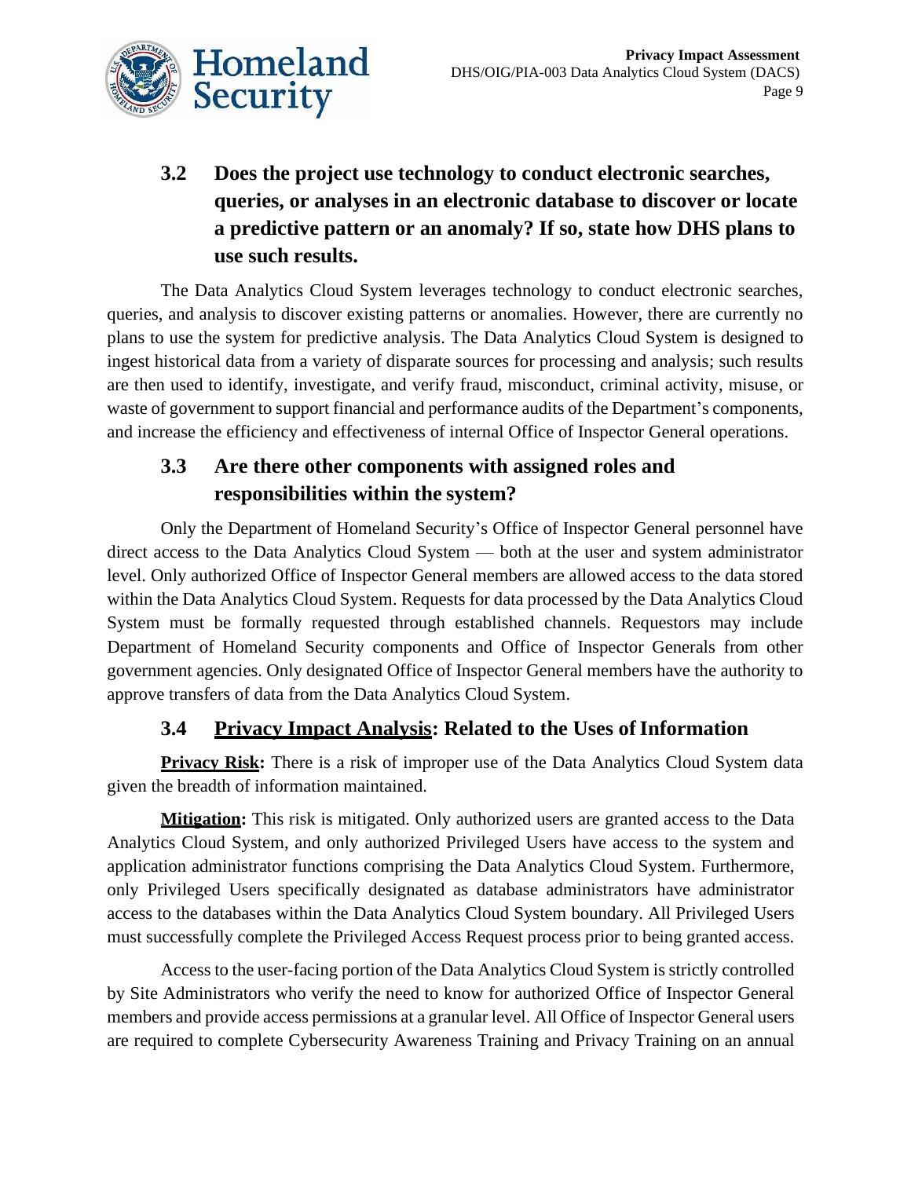### 3.2 Does the project use technology to conduct electronic searches, queries, or analyses in an electronic database to discover or locate a predictive pattern or an anomaly? If so, state how DHS plans to use such results.

The Data Analytics Cloud System leverages technology to conduct electronic searches, queries, and analysis to discover existing patterns or anomalies. However, there are currently no plans to use the system for predictive analysis. The Data Analytics Cloud System is designed to ingest historical data from a variety of disparate sources for processing and analysis; such results are then used to identify, investigate, and verify fraud, misconduct, criminal activity, misuse, or waste of government to support financial and performance audits of the Department's components, and increase the efficiency and effectiveness of internal Office of Inspector General operations.

### 3.3 Are there other components with assigned roles and responsibilities within the system?

Only the Department of Homeland Security's Office of Inspector General personnel have direct access to the Data Analytics Cloud System — both at the user and system administrator level. Only authorized Office of Inspector General members are allowed access to the data stored within the Data Analytics Cloud System. Requests for data processed by the Data Analytics Cloud System must be formally requested through established channels. Requestors may include Department of Homeland Security components and Office of Inspector Generals from other government agencies. Only designated Office of Inspector General members have the authority to approve transfers of data from the Data Analytics Cloud System.

### 3.4 Privacy Impact Analysis: Related to the Uses of Information

**Privacy Risk:** There is a risk of improper use of the Data Analytics Cloud System data given the breadth of information maintained.

**Mitigation:** This risk is mitigated. Only authorized users are granted access to the Data Analytics Cloud System, and only authorized Privileged Users have access to the system and application administrator functions comprising the Data Analytics Cloud System. Furthermore, only Privileged Users specifically designated as database administrators have administrator access to the databases within the Data Analytics Cloud System boundary. All Privileged Users must successfully complete the Privileged Access Request process prior to being granted access.

Access to the user-facing portion of the Data Analytics Cloud System is strictly controlled by Site Administrators who verify the need to know for authorized Office of Inspector General members and provide access permissions at a granular level. All Office of Inspector General users are required to complete Cybersecurity Awareness Training and Privacy Training on an annual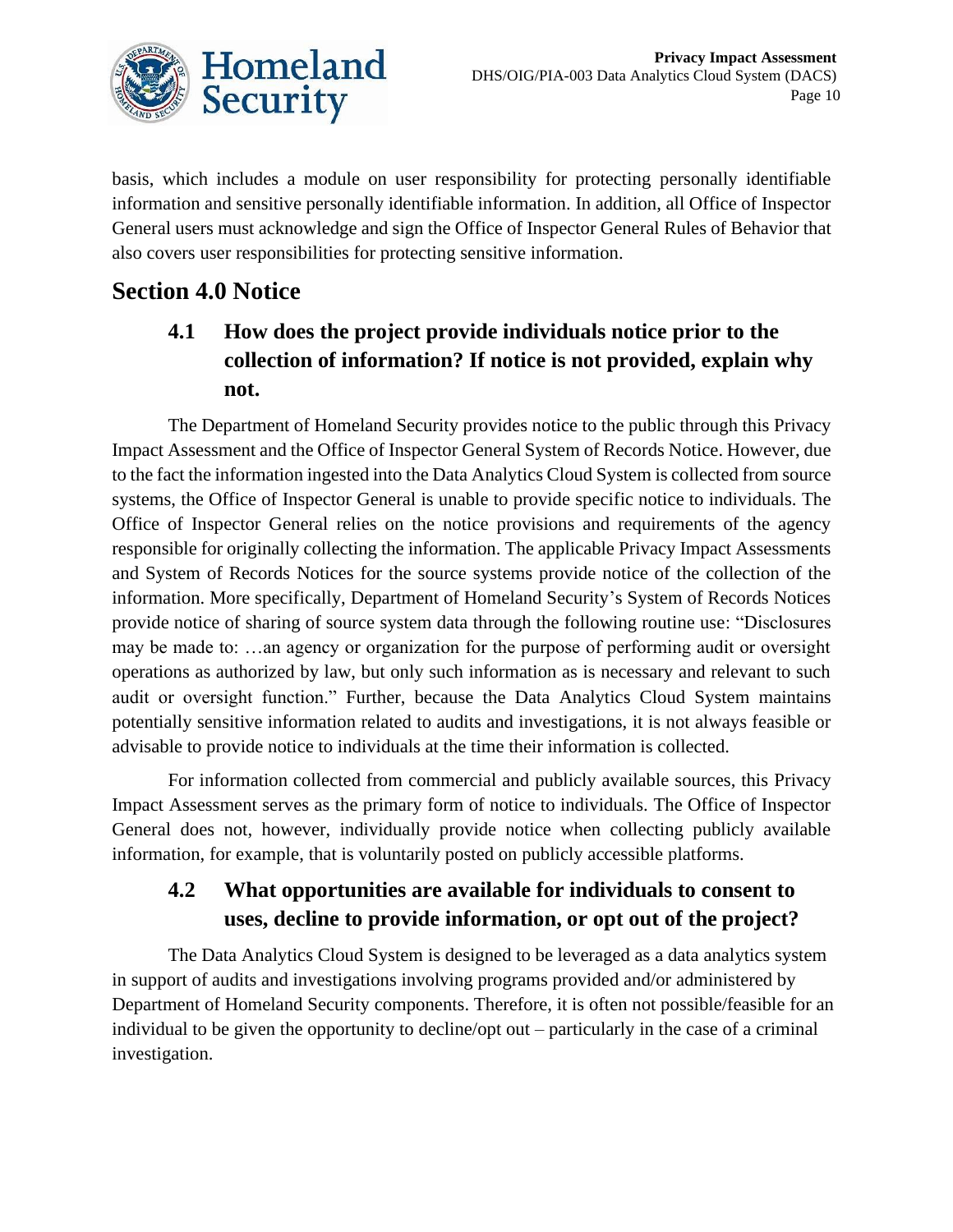basis, which includes a module on user responsibility for protecting personally identifiable information and sensitive personally identifiable information. In addition, all Office of Inspector General users must acknowledge and sign the Office of Inspector General Rules of Behavior that also covers user responsibilities for protecting sensitive information.

## Section 4.0 Notice

### 4.1 How does the project provide individuals notice prior to the collection of information? If notice is not provided, explain why not.

The Department of Homeland Security provides notice to the public through this Privacy Impact Assessment and the Office of Inspector General System of Records Notice. However, due to the fact the information ingested into the Data Analytics Cloud System is collected from source systems, the Office of Inspector General is unable to provide specific notice to individuals. The Office of Inspector General relies on the notice provisions and requirements of the agency responsible for originally collecting the information. The applicable Privacy Impact Assessments and System of Records Notices for the source systems provide notice of the collection of the information. More specifically, Department of Homeland Security's System of Records Notices provide notice of sharing of source system data through the following routine use: "Disclosures may be made to: …an agency or organization for the purpose of performing audit or oversight operations as authorized by law, but only such information as is necessary and relevant to such audit or oversight function." Further, because the Data Analytics Cloud System maintains potentially sensitive information related to audits and investigations, it is not always feasible or advisable to provide notice to individuals at the time their information is collected.

For information collected from commercial and publicly available sources, this Privacy Impact Assessment serves as the primary form of notice to individuals. The Office of Inspector General does not, however, individually provide notice when collecting publicly available information, for example, that is voluntarily posted on publicly accessible platforms.

### 4.2 What opportunities are available for individuals to consent to uses, decline to provide information, or opt out of the project?

The Data Analytics Cloud System is designed to be leveraged as a data analytics system in support of audits and investigations involving programs provided and/or administered by Department of Homeland Security components. Therefore, it is often not possible/feasible for an individual to be given the opportunity to decline/opt out – particularly in the case of a criminal investigation.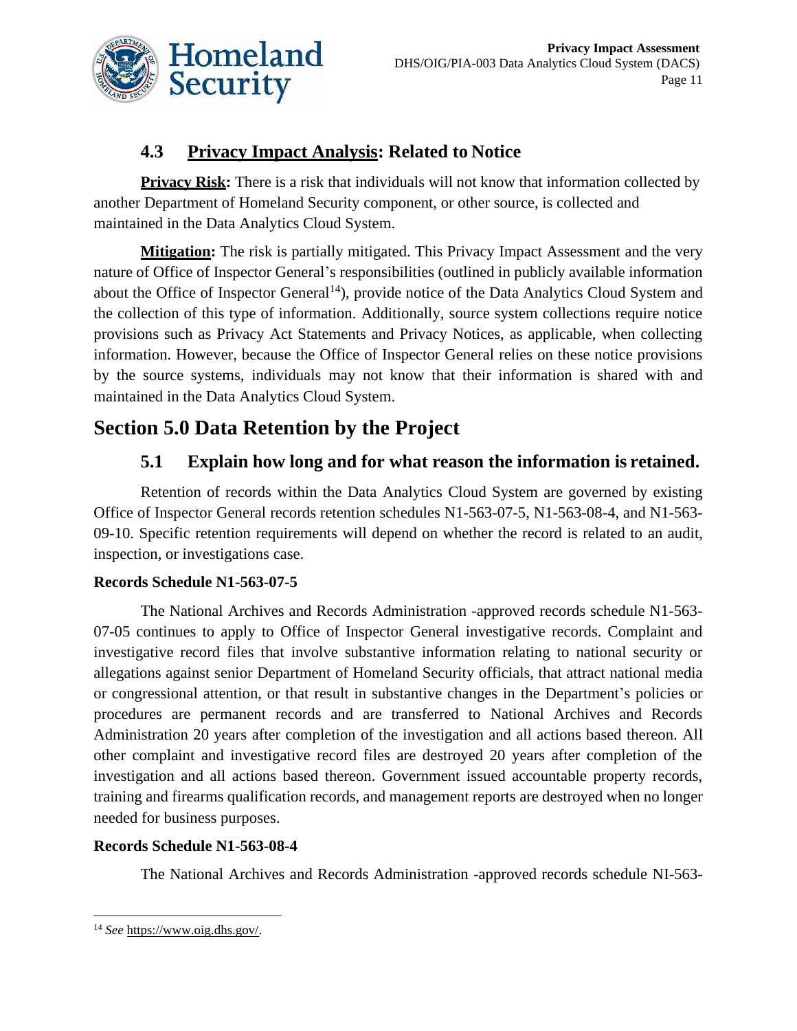### 4.3 Privacy Impact Analysis: Related to Notice

**Privacy Risk:** There is a risk that individuals will not know that information collected by another Department of Homeland Security component, or other source, is collected and maintained in the Data Analytics Cloud System.

**Mitigation:** The risk is partially mitigated. This Privacy Impact Assessment and the very nature of Office of Inspector General's responsibilities (outlined in publicly available information about the Office of Inspector General[14]), provide notice of the Data Analytics Cloud System and the collection of this type of information. Additionally, source system collections require notice provisions such as Privacy Act Statements and Privacy Notices, as applicable, when collecting information. However, because the Office of Inspector General relies on these notice provisions by the source systems, individuals may not know that their information is shared with and maintained in the Data Analytics Cloud System.

## Section 5.0 Data Retention by the Project

### 5.1 Explain how long and for what reason the information is retained.

Retention of records within the Data Analytics Cloud System are governed by existing Office of Inspector General records retention schedules N1-563-07-5, N1-563-08-4, and N1-563-09-10. Specific retention requirements will depend on whether the record is related to an audit, inspection, or investigations case.

**Records Schedule N1-563-07-5**

The National Archives and Records Administration -approved records schedule N1-563-07-05 continues to apply to Office of Inspector General investigative records. Complaint and investigative record files that involve substantive information relating to national security or allegations against senior Department of Homeland Security officials, that attract national media or congressional attention, or that result in substantive changes in the Department's policies or procedures are permanent records and are transferred to National Archives and Records Administration 20 years after completion of the investigation and all actions based thereon. All other complaint and investigative record files are destroyed 20 years after completion of the investigation and all actions based thereon. Government issued accountable property records, training and firearms qualification records, and management reports are destroyed when no longer needed for business purposes.

**Records Schedule N1-563-08-4**

The National Archives and Records Administration -approved records schedule NI-563-

[14] *See* https://www.oig.dhs.gov/.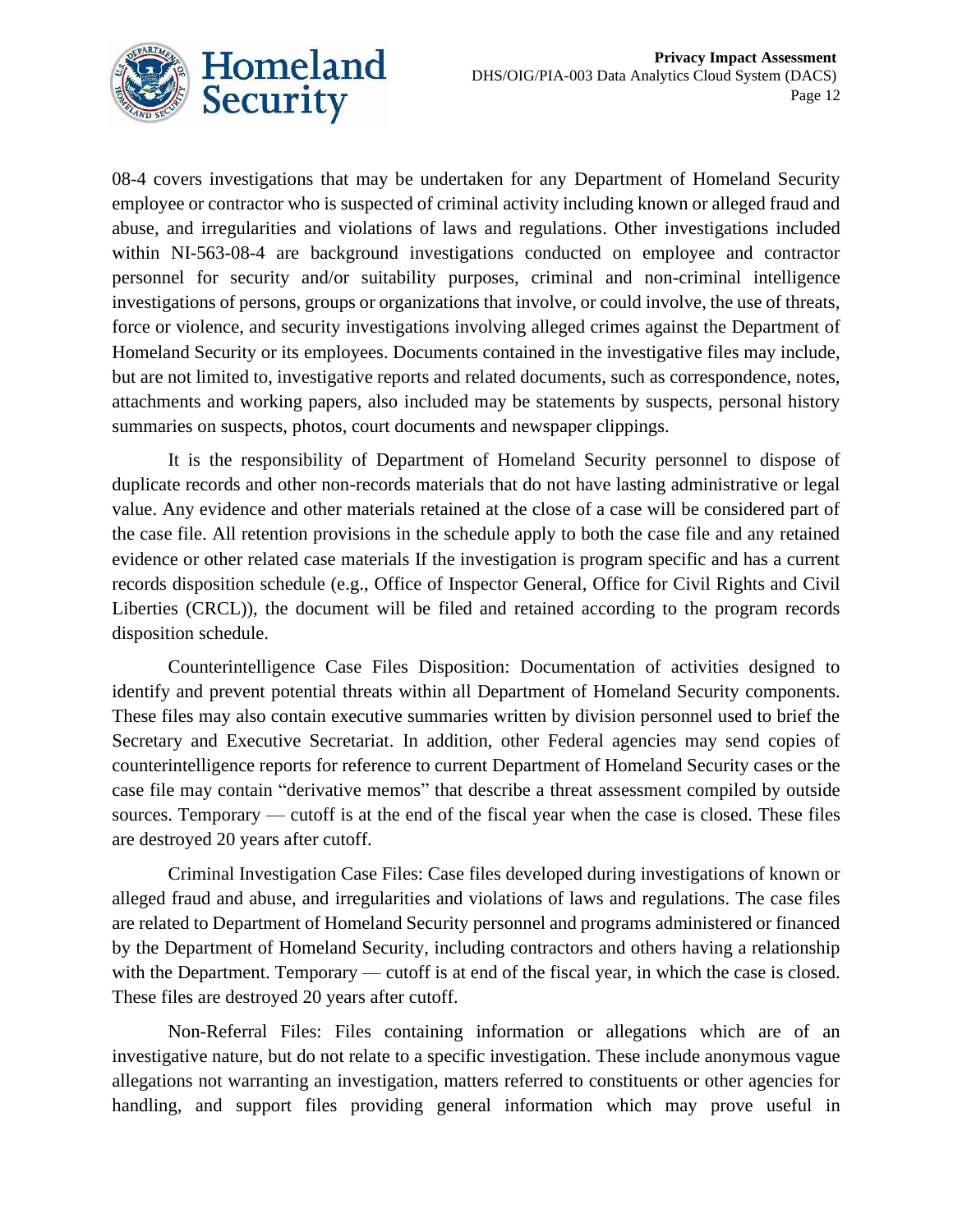08-4 covers investigations that may be undertaken for any Department of Homeland Security employee or contractor who is suspected of criminal activity including known or alleged fraud and abuse, and irregularities and violations of laws and regulations. Other investigations included within NI-563-08-4 are background investigations conducted on employee and contractor personnel for security and/or suitability purposes, criminal and non-criminal intelligence investigations of persons, groups or organizations that involve, or could involve, the use of threats, force or violence, and security investigations involving alleged crimes against the Department of Homeland Security or its employees. Documents contained in the investigative files may include, but are not limited to, investigative reports and related documents, such as correspondence, notes, attachments and working papers, also included may be statements by suspects, personal history summaries on suspects, photos, court documents and newspaper clippings.

It is the responsibility of Department of Homeland Security personnel to dispose of duplicate records and other non-records materials that do not have lasting administrative or legal value. Any evidence and other materials retained at the close of a case will be considered part of the case file. All retention provisions in the schedule apply to both the case file and any retained evidence or other related case materials If the investigation is program specific and has a current records disposition schedule (e.g., Office of Inspector General, Office for Civil Rights and Civil Liberties (CRCL)), the document will be filed and retained according to the program records disposition schedule.

Counterintelligence Case Files Disposition: Documentation of activities designed to identify and prevent potential threats within all Department of Homeland Security components. These files may also contain executive summaries written by division personnel used to brief the Secretary and Executive Secretariat. In addition, other Federal agencies may send copies of counterintelligence reports for reference to current Department of Homeland Security cases or the case file may contain "derivative memos" that describe a threat assessment compiled by outside sources. Temporary — cutoff is at the end of the fiscal year when the case is closed. These files are destroyed 20 years after cutoff.

Criminal Investigation Case Files: Case files developed during investigations of known or alleged fraud and abuse, and irregularities and violations of laws and regulations. The case files are related to Department of Homeland Security personnel and programs administered or financed by the Department of Homeland Security, including contractors and others having a relationship with the Department. Temporary — cutoff is at end of the fiscal year, in which the case is closed. These files are destroyed 20 years after cutoff.

Non-Referral Files: Files containing information or allegations which are of an investigative nature, but do not relate to a specific investigation. These include anonymous vague allegations not warranting an investigation, matters referred to constituents or other agencies for handling, and support files providing general information which may prove useful in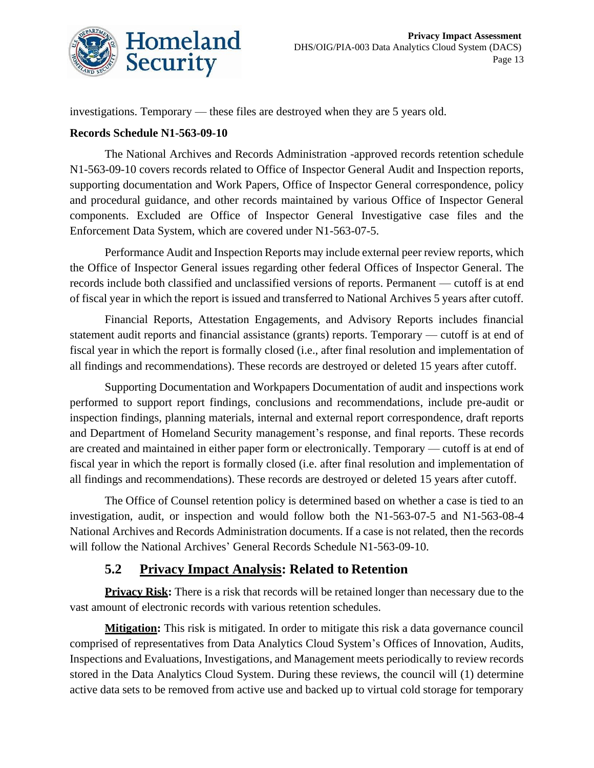investigations. Temporary — these files are destroyed when they are 5 years old.

**Records Schedule N1-563-09-10**

The National Archives and Records Administration -approved records retention schedule N1-563-09-10 covers records related to Office of Inspector General Audit and Inspection reports, supporting documentation and Work Papers, Office of Inspector General correspondence, policy and procedural guidance, and other records maintained by various Office of Inspector General components. Excluded are Office of Inspector General Investigative case files and the Enforcement Data System, which are covered under N1-563-07-5.

Performance Audit and Inspection Reports may include external peer review reports, which the Office of Inspector General issues regarding other federal Offices of Inspector General. The records include both classified and unclassified versions of reports. Permanent — cutoff is at end of fiscal year in which the report is issued and transferred to National Archives 5 years after cutoff.

Financial Reports, Attestation Engagements, and Advisory Reports includes financial statement audit reports and financial assistance (grants) reports. Temporary — cutoff is at end of fiscal year in which the report is formally closed (i.e., after final resolution and implementation of all findings and recommendations). These records are destroyed or deleted 15 years after cutoff.

Supporting Documentation and Workpapers Documentation of audit and inspections work performed to support report findings, conclusions and recommendations, include pre-audit or inspection findings, planning materials, internal and external report correspondence, draft reports and Department of Homeland Security management's response, and final reports. These records are created and maintained in either paper form or electronically. Temporary — cutoff is at end of fiscal year in which the report is formally closed (i.e. after final resolution and implementation of all findings and recommendations). These records are destroyed or deleted 15 years after cutoff.

The Office of Counsel retention policy is determined based on whether a case is tied to an investigation, audit, or inspection and would follow both the N1-563-07-5 and N1-563-08-4 National Archives and Records Administration documents. If a case is not related, then the records will follow the National Archives' General Records Schedule N1-563-09-10.

## 5.2 Privacy Impact Analysis: Related to Retention

**Privacy Risk:** There is a risk that records will be retained longer than necessary due to the vast amount of electronic records with various retention schedules.

**Mitigation:** This risk is mitigated. In order to mitigate this risk a data governance council comprised of representatives from Data Analytics Cloud System's Offices of Innovation, Audits, Inspections and Evaluations, Investigations, and Management meets periodically to review records stored in the Data Analytics Cloud System. During these reviews, the council will (1) determine active data sets to be removed from active use and backed up to virtual cold storage for temporary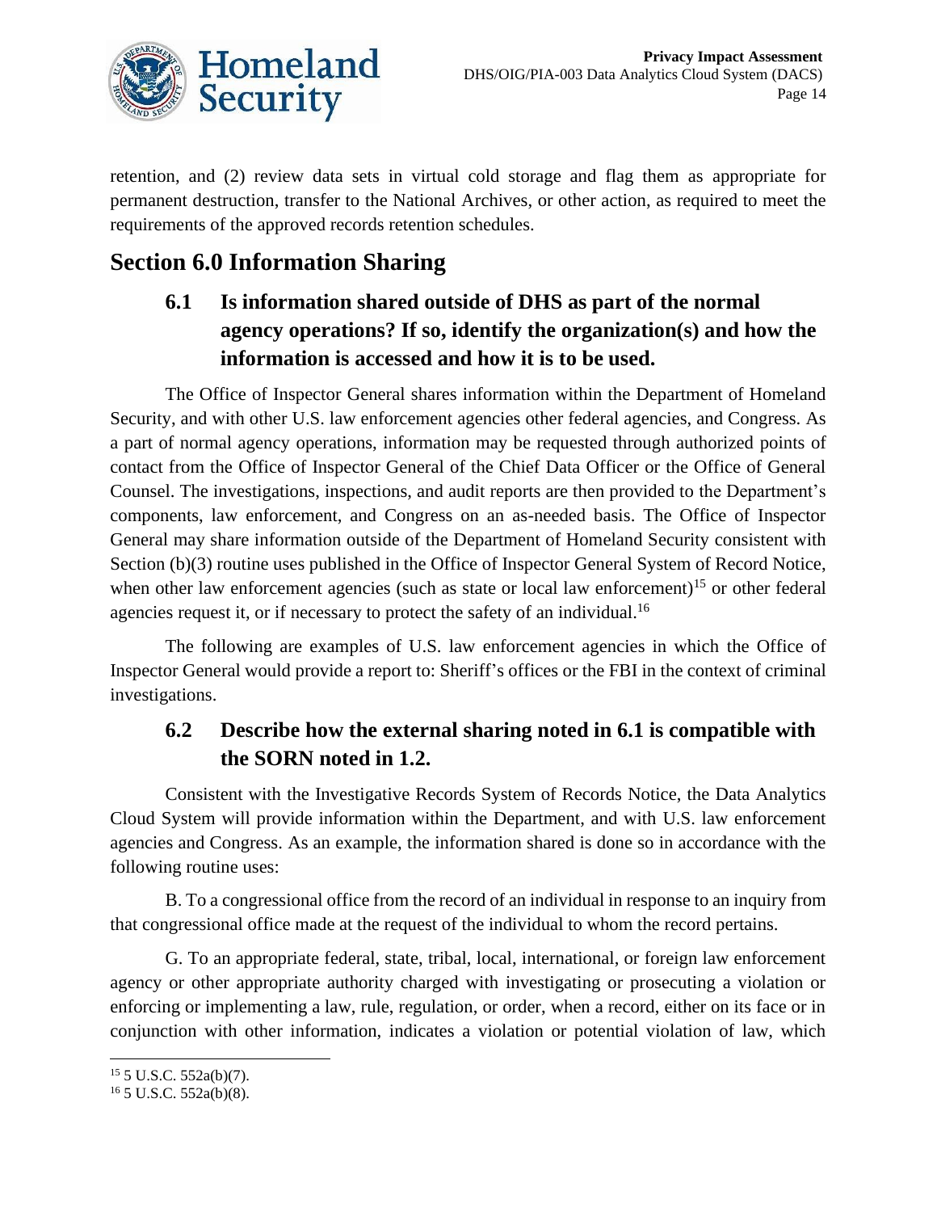retention, and (2) review data sets in virtual cold storage and flag them as appropriate for permanent destruction, transfer to the National Archives, or other action, as required to meet the requirements of the approved records retention schedules.

# Section 6.0 Information Sharing

## 6.1 Is information shared outside of DHS as part of the normal agency operations? If so, identify the organization(s) and how the information is accessed and how it is to be used.

The Office of Inspector General shares information within the Department of Homeland Security, and with other U.S. law enforcement agencies other federal agencies, and Congress. As a part of normal agency operations, information may be requested through authorized points of contact from the Office of Inspector General of the Chief Data Officer or the Office of General Counsel. The investigations, inspections, and audit reports are then provided to the Department's components, law enforcement, and Congress on an as-needed basis. The Office of Inspector General may share information outside of the Department of Homeland Security consistent with Section (b)(3) routine uses published in the Office of Inspector General System of Record Notice, when other law enforcement agencies (such as state or local law enforcement)[15] or other federal agencies request it, or if necessary to protect the safety of an individual.[16]

The following are examples of U.S. law enforcement agencies in which the Office of Inspector General would provide a report to: Sheriff's offices or the FBI in the context of criminal investigations.

## 6.2 Describe how the external sharing noted in 6.1 is compatible with the SORN noted in 1.2.

Consistent with the Investigative Records System of Records Notice, the Data Analytics Cloud System will provide information within the Department, and with U.S. law enforcement agencies and Congress. As an example, the information shared is done so in accordance with the following routine uses:

B. To a congressional office from the record of an individual in response to an inquiry from that congressional office made at the request of the individual to whom the record pertains.

G. To an appropriate federal, state, tribal, local, international, or foreign law enforcement agency or other appropriate authority charged with investigating or prosecuting a violation or enforcing or implementing a law, rule, regulation, or order, when a record, either on its face or in conjunction with other information, indicates a violation or potential violation of law, which

---

[15] 5 U.S.C. 552a(b)(7).

[16] 5 U.S.C. 552a(b)(8).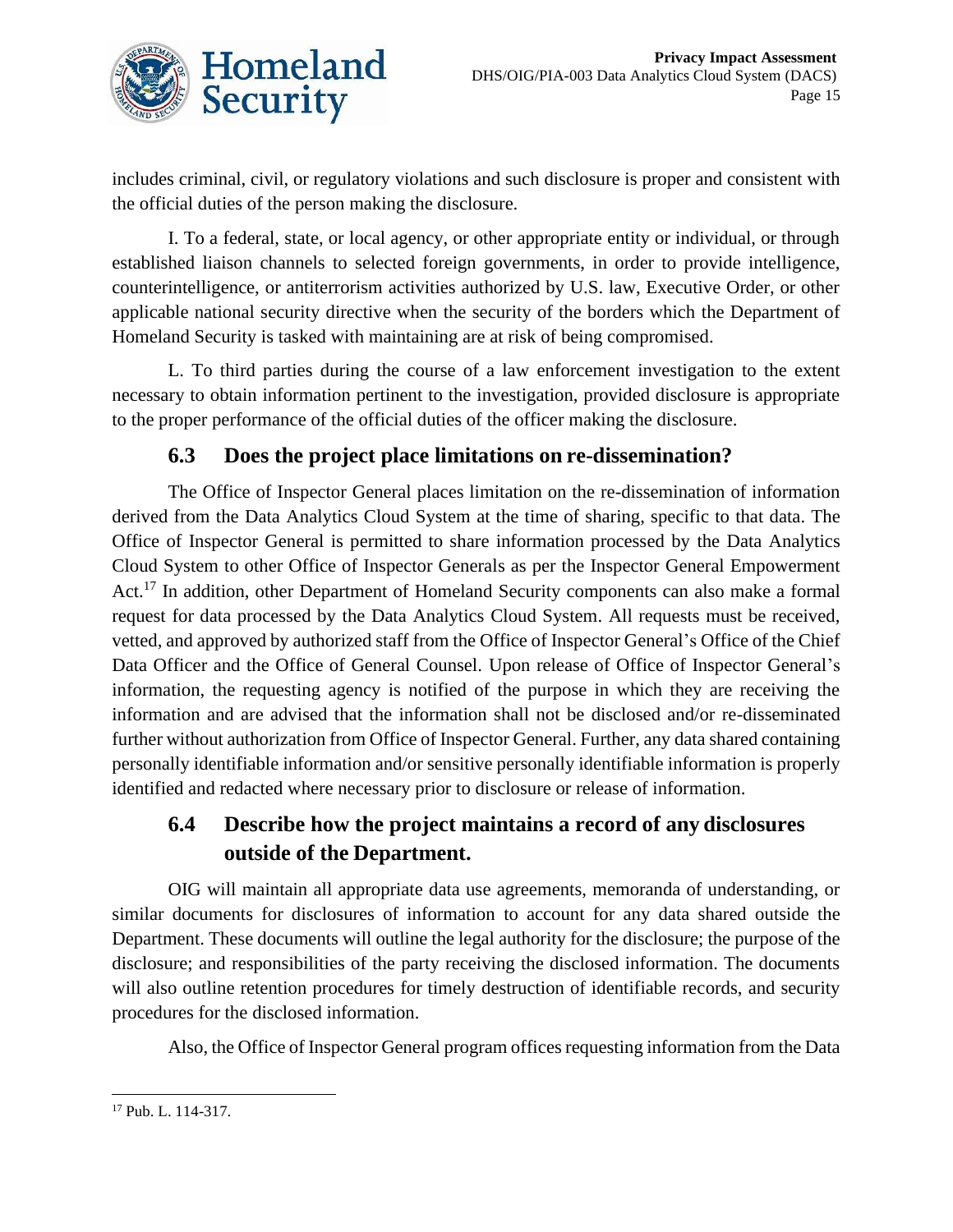includes criminal, civil, or regulatory violations and such disclosure is proper and consistent with the official duties of the person making the disclosure.

I. To a federal, state, or local agency, or other appropriate entity or individual, or through established liaison channels to selected foreign governments, in order to provide intelligence, counterintelligence, or antiterrorism activities authorized by U.S. law, Executive Order, or other applicable national security directive when the security of the borders which the Department of Homeland Security is tasked with maintaining are at risk of being compromised.

L. To third parties during the course of a law enforcement investigation to the extent necessary to obtain information pertinent to the investigation, provided disclosure is appropriate to the proper performance of the official duties of the officer making the disclosure.

## 6.3 Does the project place limitations on re-dissemination?

The Office of Inspector General places limitation on the re-dissemination of information derived from the Data Analytics Cloud System at the time of sharing, specific to that data. The Office of Inspector General is permitted to share information processed by the Data Analytics Cloud System to other Office of Inspector Generals as per the Inspector General Empowerment Act.[17] In addition, other Department of Homeland Security components can also make a formal request for data processed by the Data Analytics Cloud System. All requests must be received, vetted, and approved by authorized staff from the Office of Inspector General's Office of the Chief Data Officer and the Office of General Counsel. Upon release of Office of Inspector General's information, the requesting agency is notified of the purpose in which they are receiving the information and are advised that the information shall not be disclosed and/or re-disseminated further without authorization from Office of Inspector General. Further, any data shared containing personally identifiable information and/or sensitive personally identifiable information is properly identified and redacted where necessary prior to disclosure or release of information.

## 6.4 Describe how the project maintains a record of any disclosures outside of the Department.

OIG will maintain all appropriate data use agreements, memoranda of understanding, or similar documents for disclosures of information to account for any data shared outside the Department. These documents will outline the legal authority for the disclosure; the purpose of the disclosure; and responsibilities of the party receiving the disclosed information. The documents will also outline retention procedures for timely destruction of identifiable records, and security procedures for the disclosed information.

Also, the Office of Inspector General program offices requesting information from the Data

[17] Pub. L. 114-317.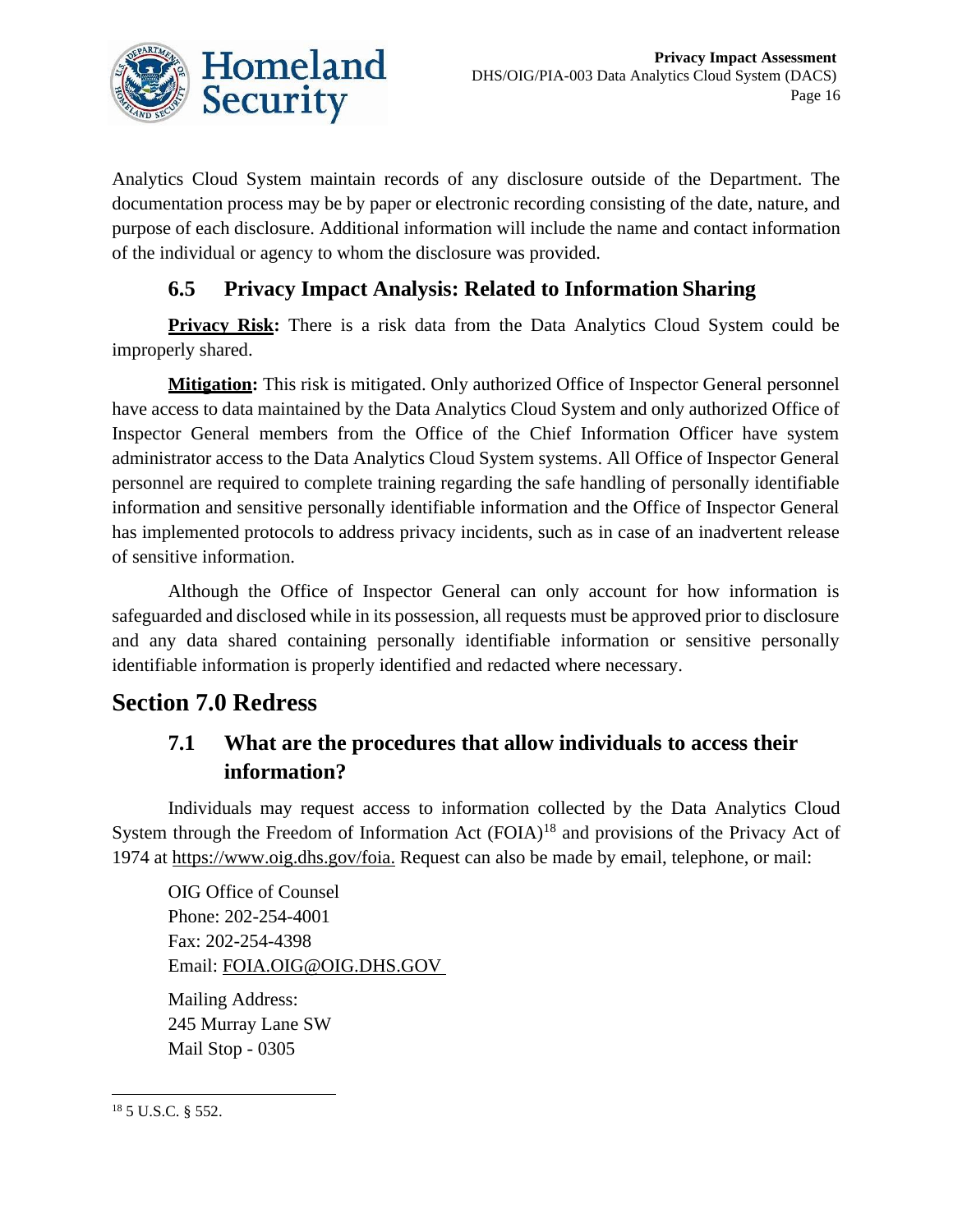Analytics Cloud System maintain records of any disclosure outside of the Department. The documentation process may be by paper or electronic recording consisting of the date, nature, and purpose of each disclosure. Additional information will include the name and contact information of the individual or agency to whom the disclosure was provided.

### 6.5 Privacy Impact Analysis: Related to Information Sharing

**Privacy Risk:** There is a risk data from the Data Analytics Cloud System could be improperly shared.

**Mitigation:** This risk is mitigated. Only authorized Office of Inspector General personnel have access to data maintained by the Data Analytics Cloud System and only authorized Office of Inspector General members from the Office of the Chief Information Officer have system administrator access to the Data Analytics Cloud System systems. All Office of Inspector General personnel are required to complete training regarding the safe handling of personally identifiable information and sensitive personally identifiable information and the Office of Inspector General has implemented protocols to address privacy incidents, such as in case of an inadvertent release of sensitive information.

Although the Office of Inspector General can only account for how information is safeguarded and disclosed while in its possession, all requests must be approved prior to disclosure and any data shared containing personally identifiable information or sensitive personally identifiable information is properly identified and redacted where necessary.

## Section 7.0 Redress

### 7.1 What are the procedures that allow individuals to access their information?

Individuals may request access to information collected by the Data Analytics Cloud System through the Freedom of Information Act (FOIA)[18] and provisions of the Privacy Act of 1974 at https://www.oig.dhs.gov/foia. Request can also be made by email, telephone, or mail:

OIG Office of Counsel
Phone: 202-254-4001
Fax: 202-254-4398
Email: FOIA.OIG@OIG.DHS.GOV

Mailing Address:
245 Murray Lane SW
Mail Stop - 0305

---

[18] 5 U.S.C. § 552.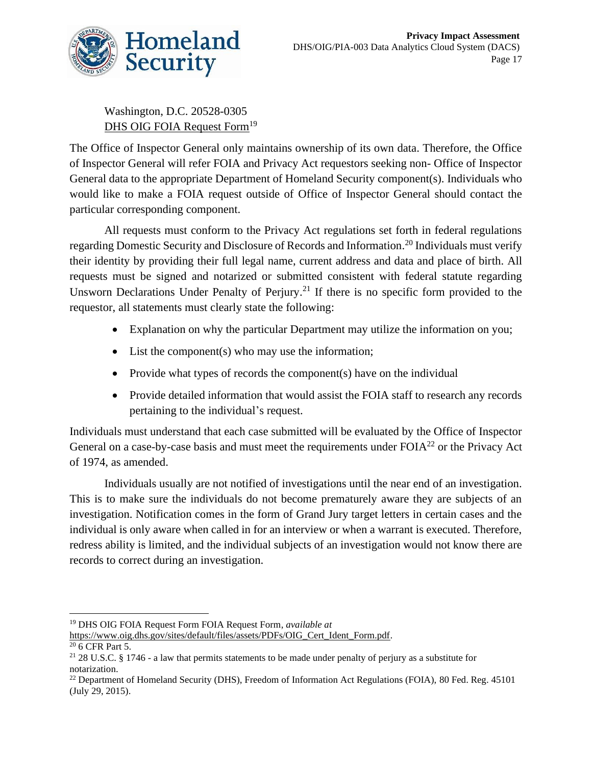Washington, D.C. 20528-0305
DHS OIG FOIA Request Form[19]

The Office of Inspector General only maintains ownership of its own data. Therefore, the Office of Inspector General will refer FOIA and Privacy Act requestors seeking non- Office of Inspector General data to the appropriate Department of Homeland Security component(s). Individuals who would like to make a FOIA request outside of Office of Inspector General should contact the particular corresponding component.

All requests must conform to the Privacy Act regulations set forth in federal regulations regarding Domestic Security and Disclosure of Records and Information.[20] Individuals must verify their identity by providing their full legal name, current address and data and place of birth. All requests must be signed and notarized or submitted consistent with federal statute regarding Unsworn Declarations Under Penalty of Perjury.[21] If there is no specific form provided to the requestor, all statements must clearly state the following:

- Explanation on why the particular Department may utilize the information on you;
- List the component(s) who may use the information;
- Provide what types of records the component(s) have on the individual
- Provide detailed information that would assist the FOIA staff to research any records pertaining to the individual's request.

Individuals must understand that each case submitted will be evaluated by the Office of Inspector General on a case-by-case basis and must meet the requirements under FOIA[22] or the Privacy Act of 1974, as amended.

Individuals usually are not notified of investigations until the near end of an investigation. This is to make sure the individuals do not become prematurely aware they are subjects of an investigation. Notification comes in the form of Grand Jury target letters in certain cases and the individual is only aware when called in for an interview or when a warrant is executed. Therefore, redress ability is limited, and the individual subjects of an investigation would not know there are records to correct during an investigation.

---

[19] DHS OIG FOIA Request Form FOIA Request Form, *available at* https://www.oig.dhs.gov/sites/default/files/assets/PDFs/OIG_Cert_Ident_Form.pdf.

[20] 6 CFR Part 5.

[21] 28 U.S.C. § 1746 - a law that permits statements to be made under penalty of perjury as a substitute for notarization.

[22] Department of Homeland Security (DHS), Freedom of Information Act Regulations (FOIA), 80 Fed. Reg. 45101 (July 29, 2015).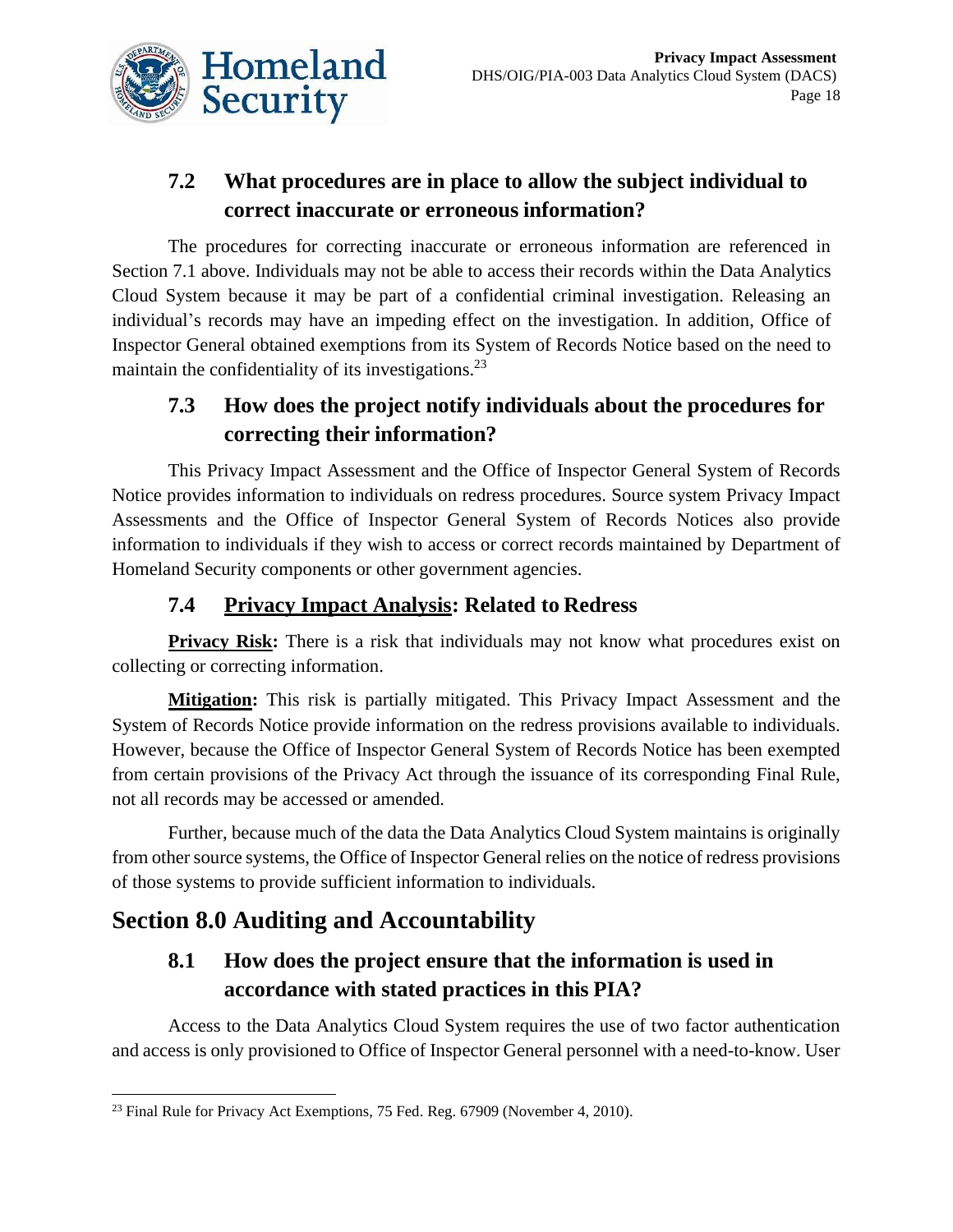### 7.2 What procedures are in place to allow the subject individual to correct inaccurate or erroneous information?

The procedures for correcting inaccurate or erroneous information are referenced in Section 7.1 above. Individuals may not be able to access their records within the Data Analytics Cloud System because it may be part of a confidential criminal investigation. Releasing an individual's records may have an impeding effect on the investigation. In addition, Office of Inspector General obtained exemptions from its System of Records Notice based on the need to maintain the confidentiality of its investigations.[23]

### 7.3 How does the project notify individuals about the procedures for correcting their information?

This Privacy Impact Assessment and the Office of Inspector General System of Records Notice provides information to individuals on redress procedures. Source system Privacy Impact Assessments and the Office of Inspector General System of Records Notices also provide information to individuals if they wish to access or correct records maintained by Department of Homeland Security components or other government agencies.

### 7.4 Privacy Impact Analysis: Related to Redress

**Privacy Risk:** There is a risk that individuals may not know what procedures exist on collecting or correcting information.

**Mitigation:** This risk is partially mitigated. This Privacy Impact Assessment and the System of Records Notice provide information on the redress provisions available to individuals. However, because the Office of Inspector General System of Records Notice has been exempted from certain provisions of the Privacy Act through the issuance of its corresponding Final Rule, not all records may be accessed or amended.

Further, because much of the data the Data Analytics Cloud System maintains is originally from other source systems, the Office of Inspector General relies on the notice of redress provisions of those systems to provide sufficient information to individuals.

## Section 8.0 Auditing and Accountability

### 8.1 How does the project ensure that the information is used in accordance with stated practices in this PIA?

Access to the Data Analytics Cloud System requires the use of two factor authentication and access is only provisioned to Office of Inspector General personnel with a need-to-know. User

---

[23] Final Rule for Privacy Act Exemptions, 75 Fed. Reg. 67909 (November 4, 2010).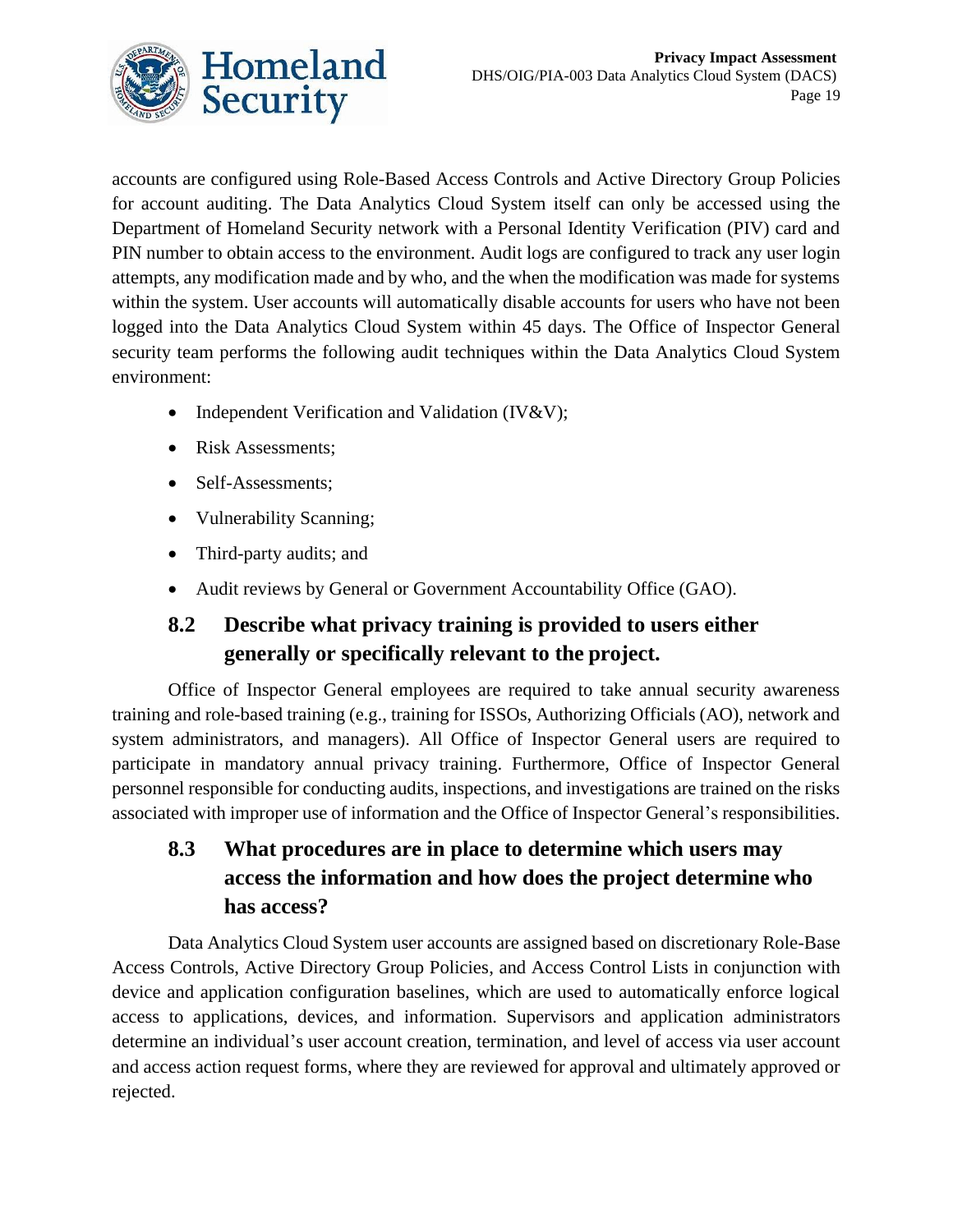accounts are configured using Role-Based Access Controls and Active Directory Group Policies for account auditing. The Data Analytics Cloud System itself can only be accessed using the Department of Homeland Security network with a Personal Identity Verification (PIV) card and PIN number to obtain access to the environment. Audit logs are configured to track any user login attempts, any modification made and by who, and the when the modification was made for systems within the system. User accounts will automatically disable accounts for users who have not been logged into the Data Analytics Cloud System within 45 days. The Office of Inspector General security team performs the following audit techniques within the Data Analytics Cloud System environment:

- Independent Verification and Validation (IV&V);
- Risk Assessments;
- Self-Assessments;
- Vulnerability Scanning;
- Third-party audits; and
- Audit reviews by General or Government Accountability Office (GAO).

### 8.2 Describe what privacy training is provided to users either generally or specifically relevant to the project.

Office of Inspector General employees are required to take annual security awareness training and role-based training (e.g., training for ISSOs, Authorizing Officials (AO), network and system administrators, and managers). All Office of Inspector General users are required to participate in mandatory annual privacy training. Furthermore, Office of Inspector General personnel responsible for conducting audits, inspections, and investigations are trained on the risks associated with improper use of information and the Office of Inspector General's responsibilities.

### 8.3 What procedures are in place to determine which users may access the information and how does the project determine who has access?

Data Analytics Cloud System user accounts are assigned based on discretionary Role-Base Access Controls, Active Directory Group Policies, and Access Control Lists in conjunction with device and application configuration baselines, which are used to automatically enforce logical access to applications, devices, and information. Supervisors and application administrators determine an individual's user account creation, termination, and level of access via user account and access action request forms, where they are reviewed for approval and ultimately approved or rejected.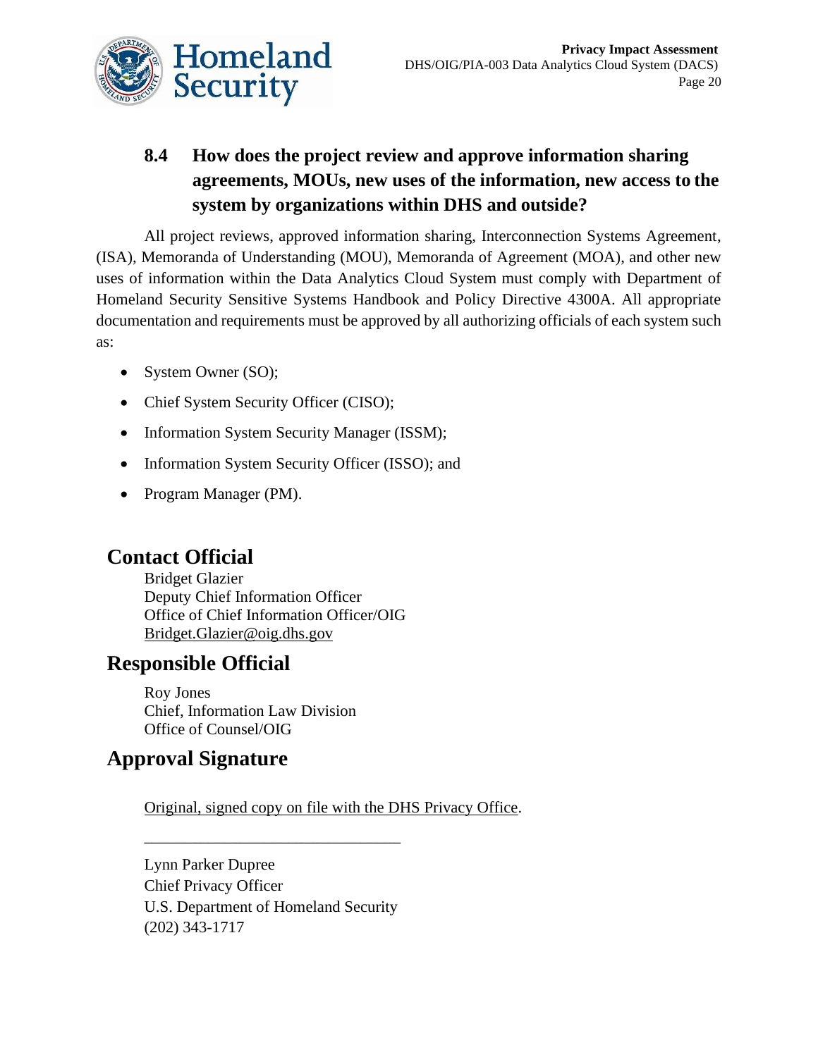### 8.4 How does the project review and approve information sharing agreements, MOUs, new uses of the information, new access to the system by organizations within DHS and outside?

All project reviews, approved information sharing, Interconnection Systems Agreement, (ISA), Memoranda of Understanding (MOU), Memoranda of Agreement (MOA), and other new uses of information within the Data Analytics Cloud System must comply with Department of Homeland Security Sensitive Systems Handbook and Policy Directive 4300A. All appropriate documentation and requirements must be approved by all authorizing officials of each system such as:

- System Owner (SO);
- Chief System Security Officer (CISO);
- Information System Security Manager (ISSM);
- Information System Security Officer (ISSO); and
- Program Manager (PM).

## Contact Official

Bridget Glazier
Deputy Chief Information Officer
Office of Chief Information Officer/OIG
Bridget.Glazier@oig.dhs.gov

## Responsible Official

Roy Jones
Chief, Information Law Division
Office of Counsel/OIG

## Approval Signature

Original, signed copy on file with the DHS Privacy Office.

\_\_\_\_\_\_\_\_\_\_\_\_\_\_\_\_\_\_\_\_\_\_\_\_\_\_\_\_\_\_\_\_

Lynn Parker Dupree
Chief Privacy Officer
U.S. Department of Homeland Security
(202) 343-1717